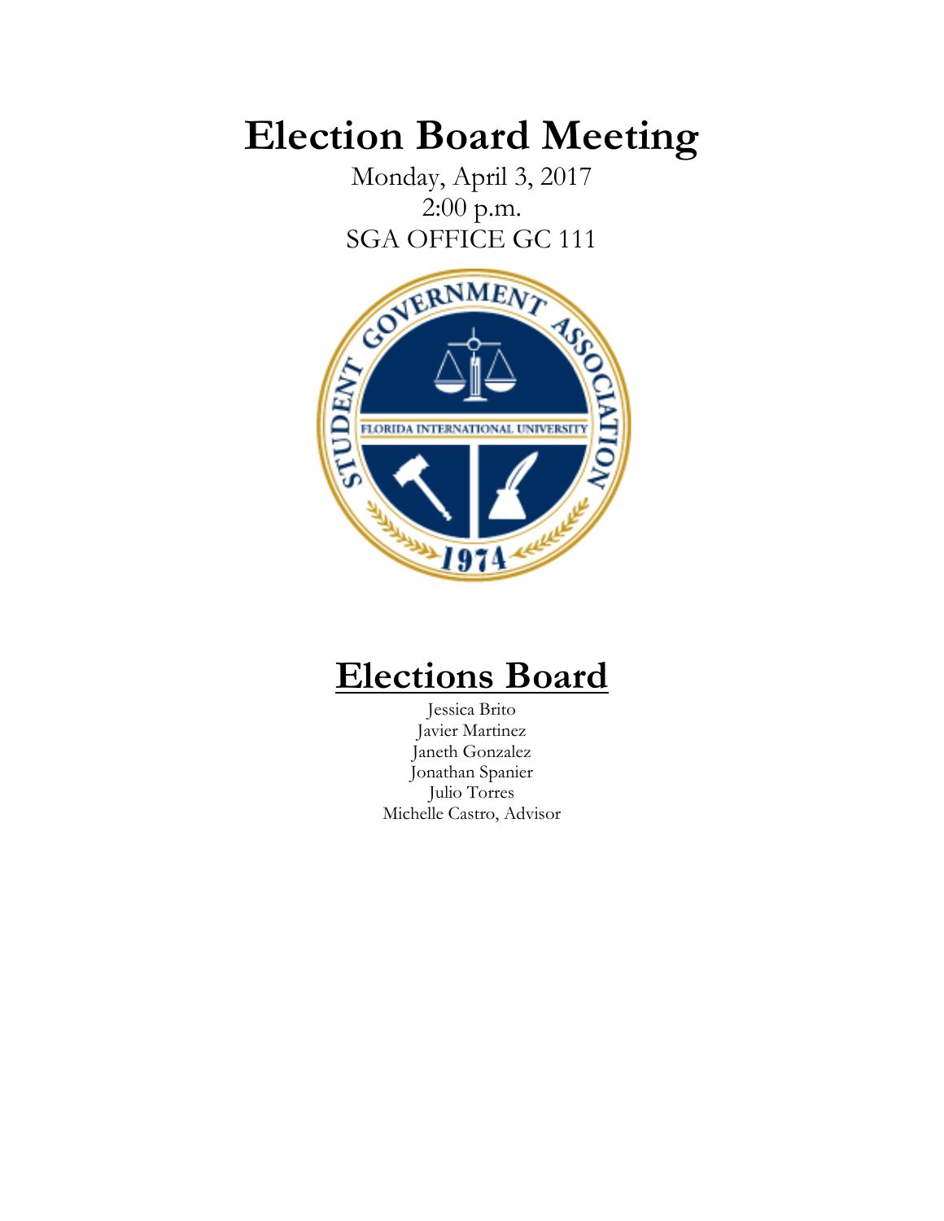# Election Board Meeting

Monday, April 3, 2017

2:00 p.m.

SGA OFFICE GC 111

## Elections Board

Jessica Brito

Javier Martinez

Janeth Gonzalez

Jonathan Spanier

Julio Torres

Michelle Castro, Advisor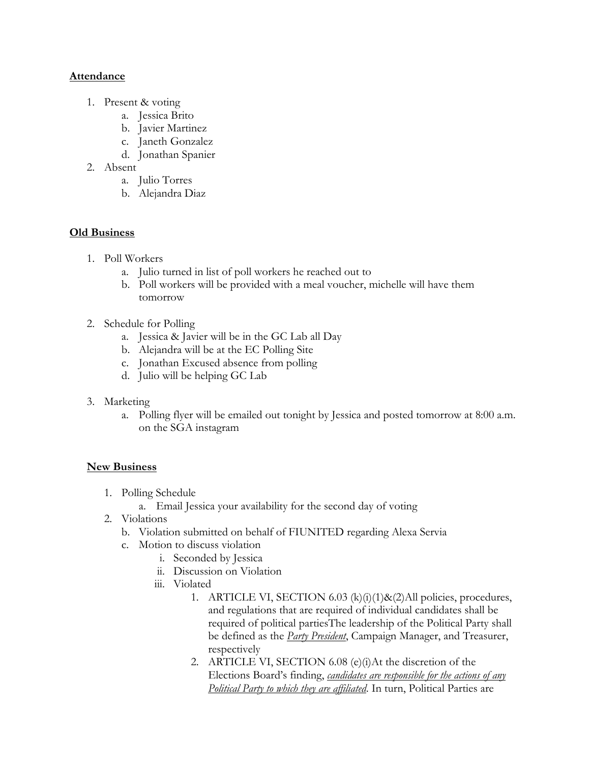**<u>Attendance</u>**

1. Present & voting
    a. Jessica Brito
    b. Javier Martinez
    c. Janeth Gonzalez
    d. Jonathan Spanier
2. Absent
    a. Julio Torres
    b. Alejandra Diaz

**<u>Old Business</u>**

1. Poll Workers
    a. Julio turned in list of poll workers he reached out to
    b. Poll workers will be provided with a meal voucher, michelle will have them tomorrow

2. Schedule for Polling
    a. Jessica & Javier will be in the GC Lab all Day
    b. Alejandra will be at the EC Polling Site
    c. Jonathan Excused absence from polling
    d. Julio will be helping GC Lab

3. Marketing
    a. Polling flyer will be emailed out tonight by Jessica and posted tomorrow at 8:00 a.m. on the SGA instagram

**<u>New Business</u>**

1. Polling Schedule
    a. Email Jessica your availability for the second day of voting
2. Violations
    b. Violation submitted on behalf of FIUNITED regarding Alexa Servia
    c. Motion to discuss violation
        i. Seconded by Jessica
        ii. Discussion on Violation
        iii. Violated
            1. ARTICLE VI, SECTION 6.03 (k)(i)(1)&(2)All policies, procedures, and regulations that are required of individual candidates shall be required of political partiesThe leadership of the Political Party shall be defined as the <u>*Party President*</u>, Campaign Manager, and Treasurer, respectively
            2. ARTICLE VI, SECTION 6.08 (e)(i)At the discretion of the Elections Board's finding, <u>*candidates are responsible for the actions of any Political Party to which they are affiliated*</u>. In turn, Political Parties are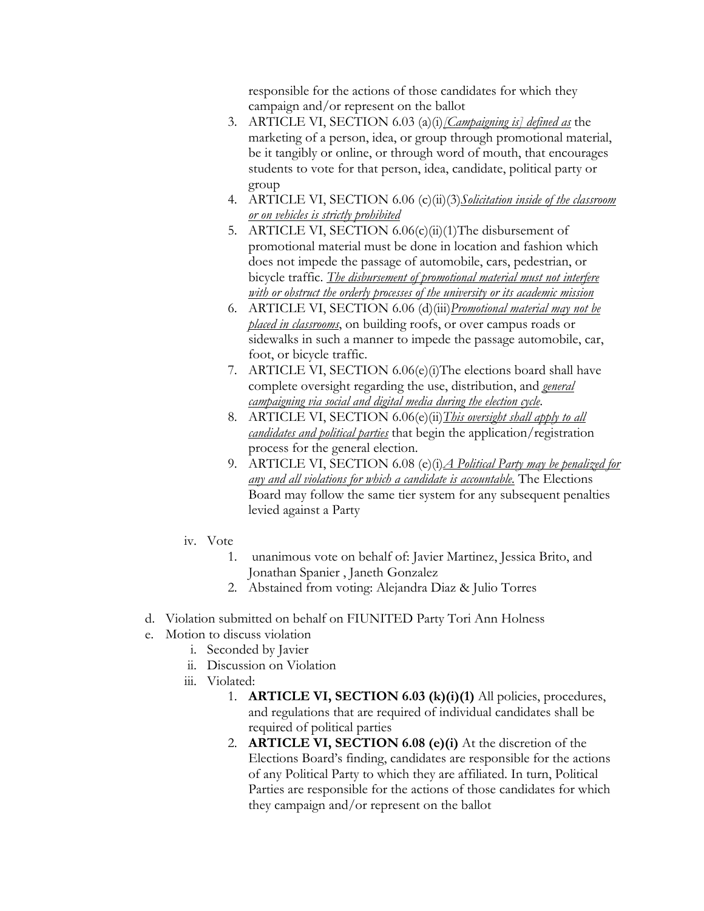responsible for the actions of those candidates for which they campaign and/or represent on the ballot

3. ARTICLE VI, SECTION 6.03 (a)(i)*[Campaigning is] defined as* the marketing of a person, idea, or group through promotional material, be it tangibly or online, or through word of mouth, that encourages students to vote for that person, idea, candidate, political party or group
4. ARTICLE VI, SECTION 6.06 (c)(ii)(3)*Solicitation inside of the classroom or on vehicles is strictly prohibited*
5. ARTICLE VI, SECTION 6.06(c)(ii)(1)The disbursement of promotional material must be done in location and fashion which does not impede the passage of automobile, cars, pedestrian, or bicycle traffic. *The disbursement of promotional material must not interfere with or obstruct the orderly processes of the university or its academic mission*
6. ARTICLE VI, SECTION 6.06 (d)(iii)*Promotional material may not be placed in classrooms*, on building roofs, or over campus roads or sidewalks in such a manner to impede the passage automobile, car, foot, or bicycle traffic.
7. ARTICLE VI, SECTION 6.06(e)(i)The elections board shall have complete oversight regarding the use, distribution, and *general campaigning via social and digital media during the election cycle*.
8. ARTICLE VI, SECTION 6.06(e)(ii)*This oversight shall apply to all candidates and political parties* that begin the application/registration process for the general election.
9. ARTICLE VI, SECTION 6.08 (e)(i)*A Political Party may be penalized for any and all violations for which a candidate is accountable.* The Elections Board may follow the same tier system for any subsequent penalties levied against a Party

iv. Vote
   1. unanimous vote on behalf of: Javier Martinez, Jessica Brito, and Jonathan Spanier , Janeth Gonzalez
   2. Abstained from voting: Alejandra Diaz & Julio Torres

d. Violation submitted on behalf on FIUNITED Party Tori Ann Holness

e. Motion to discuss violation
   i. Seconded by Javier
   ii. Discussion on Violation
   iii. Violated:
      1. **ARTICLE VI, SECTION 6.03 (k)(i)(1)** All policies, procedures, and regulations that are required of individual candidates shall be required of political parties
      2. **ARTICLE VI, SECTION 6.08 (e)(i)** At the discretion of the Elections Board's finding, candidates are responsible for the actions of any Political Party to which they are affiliated. In turn, Political Parties are responsible for the actions of those candidates for which they campaign and/or represent on the ballot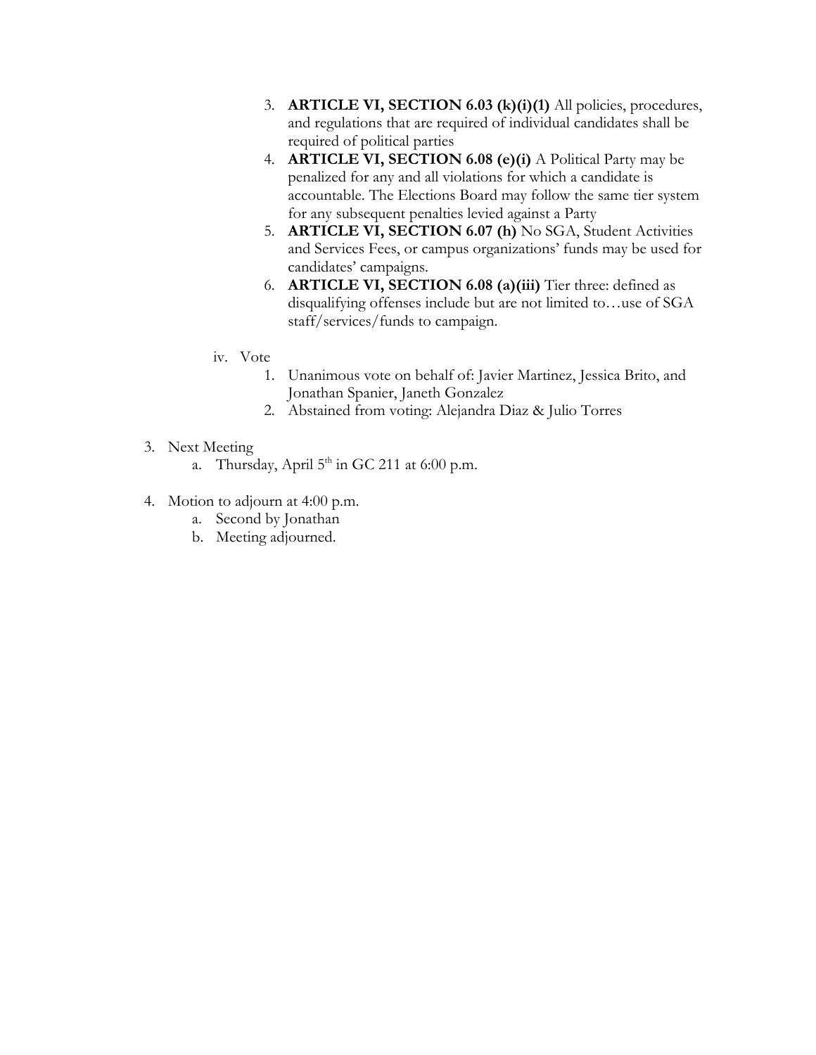3. **ARTICLE VI, SECTION 6.03 (k)(i)(1)** All policies, procedures, and regulations that are required of individual candidates shall be required of political parties
4. **ARTICLE VI, SECTION 6.08 (e)(i)** A Political Party may be penalized for any and all violations for which a candidate is accountable. The Elections Board may follow the same tier system for any subsequent penalties levied against a Party
5. **ARTICLE VI, SECTION 6.07 (h)** No SGA, Student Activities and Services Fees, or campus organizations' funds may be used for candidates' campaigns.
6. **ARTICLE VI, SECTION 6.08 (a)(iii)** Tier three: defined as disqualifying offenses include but are not limited to…use of SGA staff/services/funds to campaign.

iv. Vote
1. Unanimous vote on behalf of: Javier Martinez, Jessica Brito, and Jonathan Spanier, Janeth Gonzalez
2. Abstained from voting: Alejandra Diaz & Julio Torres

3. Next Meeting
   a. Thursday, April 5th in GC 211 at 6:00 p.m.

4. Motion to adjourn at 4:00 p.m.
   a. Second by Jonathan
   b. Meeting adjourned.